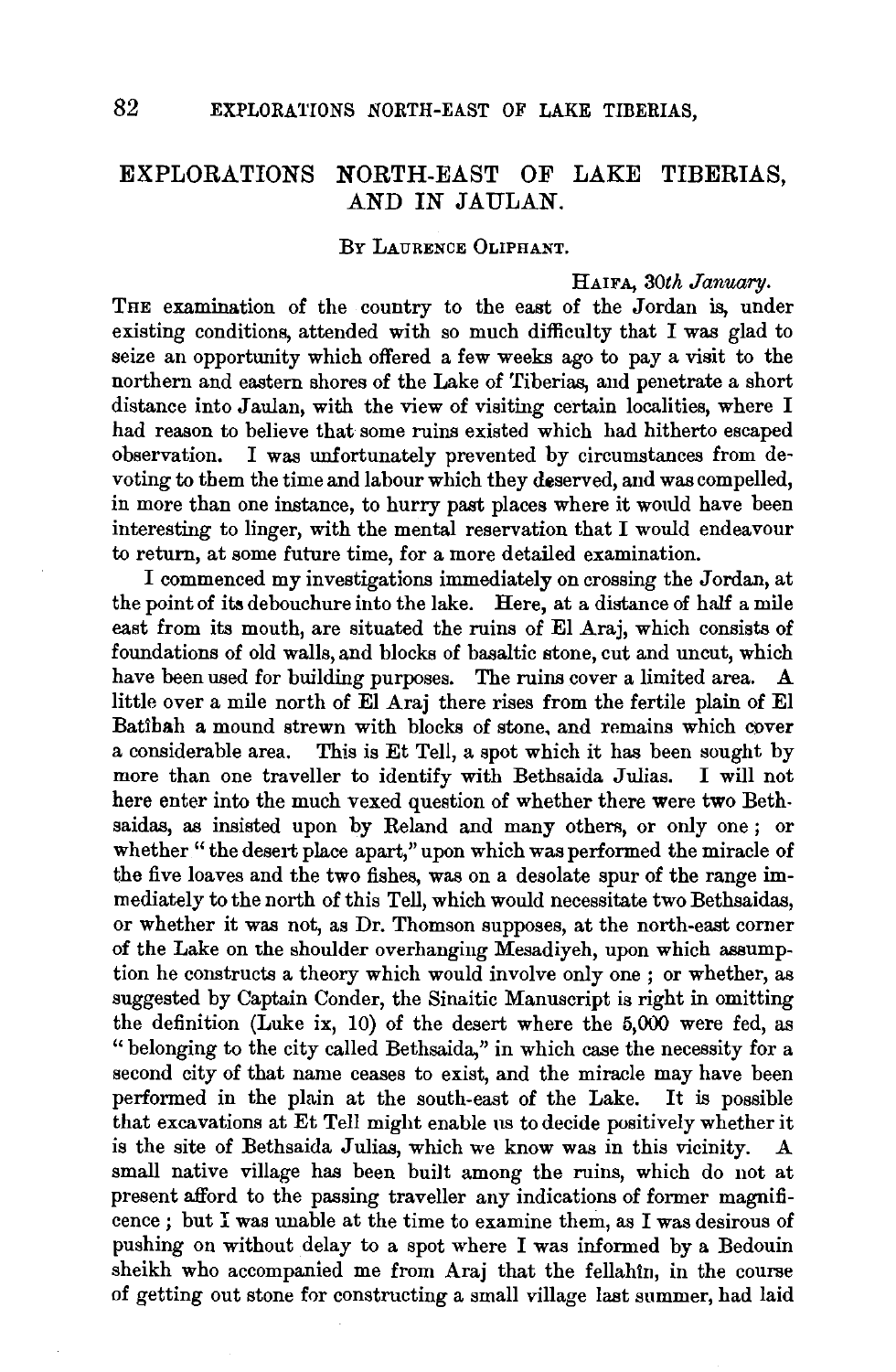# EXPLORATIONS NORTH-EAST OF LAKE TIBERIAS, AND IN JAULAN.

By Laurence Oliphant.

Haifa, *30th January*.

The examination of the country to the east of the Jordan is, under existing conditions, attended with so much difficulty that I was glad to seize an opportunity which offered a few weeks ago to pay a visit to the northern and eastern shores of the Lake of Tiberias, and penetrate a short distance into Jaulan, with the view of visiting certain localities, where I had reason to believe that some ruins existed which had hitherto escaped observation. I was unfortunately prevented by circumstances from devoting to them the time and labour which they deserved, and was compelled, in more than one instance, to hurry past places where it would have been interesting to linger, with the mental reservation that I would endeavour to return, at some future time, for a more detailed examination.

I commenced my investigations immediately on crossing the Jordan, at the point of its debouchure into the lake. Here, at a distance of half a mile east from its mouth, are situated the ruins of El Araj, which consists of foundations of old walls, and blocks of basaltic stone, cut and uncut, which have been used for building purposes. The ruins cover a limited area. A little over a mile north of El Araj there rises from the fertile plain of El Batîhah a mound strewn with blocks of stone, and remains which cover a considerable area. This is Et Tell, a spot which it has been sought by more than one traveller to identify with Bethsaida Julias. I will not here enter into the much vexed question of whether there were two Bethsaidas, as insisted upon by Reland and many others, or only one; or whether "the desert place apart," upon which was performed the miracle of the five loaves and the two fishes, was on a desolate spur of the range immediately to the north of this Tell, which would necessitate two Bethsaidas, or whether it was not, as Dr. Thomson supposes, at the north-east corner of the Lake on the shoulder overhanging Mesadiyeh, upon which assumption he constructs a theory which would involve only one; or whether, as suggested by Captain Conder, the Sinaitic Manuscript is right in omitting the definition (Luke ix, 10) of the desert where the 5,000 were fed, as "belonging to the city called Bethsaida," in which case the necessity for a second city of that name ceases to exist, and the miracle may have been performed in the plain at the south-east of the Lake. It is possible that excavations at Et Tell might enable us to decide positively whether it is the site of Bethsaida Julias, which we know was in this vicinity. A small native village has been built among the ruins, which do not at present afford to the passing traveller any indications of former magnificence; but I was unable at the time to examine them, as I was desirous of pushing on without delay to a spot where I was informed by a Bedouin sheikh who accompanied me from Araj that the fellahîn, in the course of getting out stone for constructing a small village last summer, had laid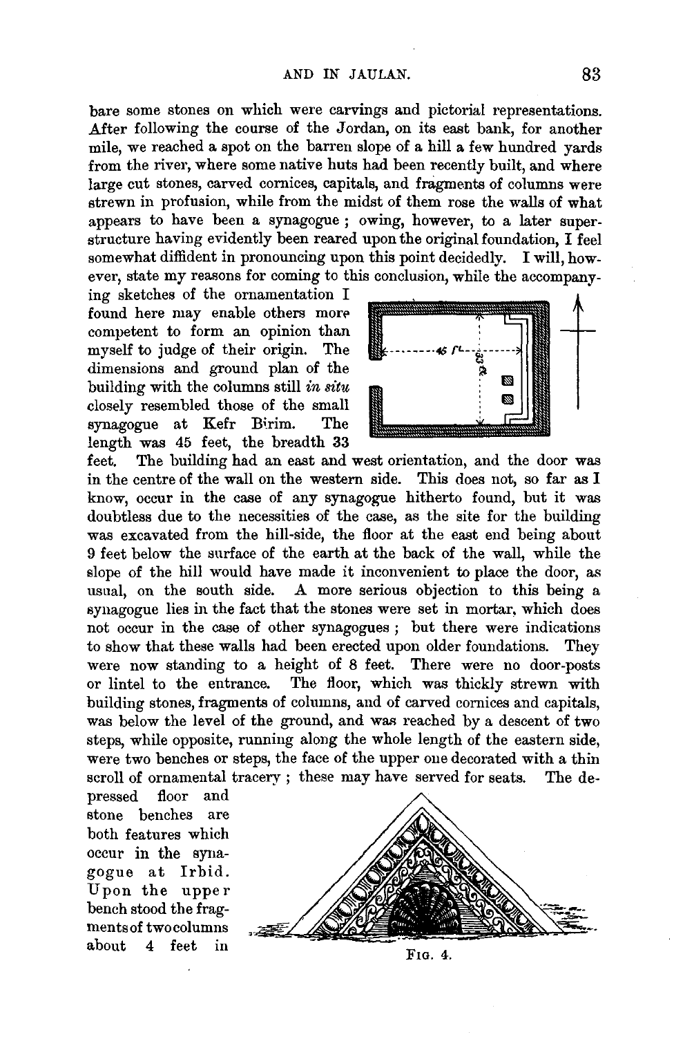bare some stones on which were carvings and pictorial representations. After following the course of the Jordan, on its east bank, for another mile, we reached a spot on the barren slope of a hill a few hundred yards from the river, where some native huts had been recently built, and where large cut stones, carved cornices, capitals, and fragments of columns were strewn in profusion, while from the midst of them rose the walls of what appears to have been a synagogue; owing, however, to a later superstructure having evidently been reared upon the original foundation, I feel somewhat diffident in pronouncing upon this point decidedly. I will, however, state my reasons for coming to this conclusion, while the accompanying sketches of the ornamentation I found here may enable others more competent to form an opinion than myself to judge of their origin. The dimensions and ground plan of the building with the columns still *in situ* closely resembled those of the small synagogue at Kefr Birim. The length was 45 feet, the breadth 33 feet. The building had an east and west orientation, and the door was in the centre of the wall on the western side. This does not, so far as I know, occur in the case of any synagogue hitherto found, but it was doubtless due to the necessities of the case, as the site for the building was excavated from the hill-side, the floor at the east end being about 9 feet below the surface of the earth at the back of the wall, while the slope of the hill would have made it inconvenient to place the door, as usual, on the south side. A more serious objection to this being a synagogue lies in the fact that the stones were set in mortar, which does not occur in the case of other synagogues; but there were indications to show that these walls had been erected upon older foundations. They were now standing to a height of 8 feet. There were no door-posts or lintel to the entrance. The floor, which was thickly strewn with building stones, fragments of columns, and of carved cornices and capitals, was below the level of the ground, and was reached by a descent of two steps, while opposite, running along the whole length of the eastern side, were two benches or steps, the face of the upper one decorated with a thin scroll of ornamental tracery; these may have served for seats. The depressed floor and stone benches are both features which occur in the synagogue at Irbid. Upon the upper bench stood the fragments of two columns about 4 feet in

45 ft.

33

FIG. 4.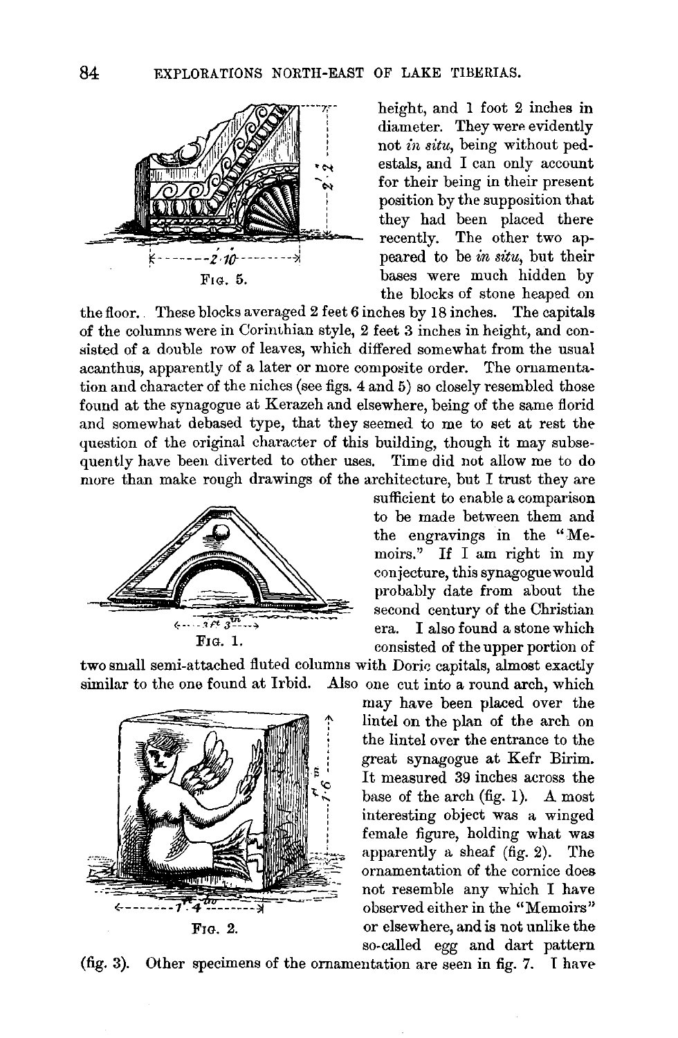height, and 1 foot 2 inches in diameter. They were evidently not *in situ*, being without pedestals, and I can only account for their being in their present position by the supposition that they had been placed there recently. The other two appeared to be *in situ*, but their bases were much hidden by the blocks of stone heaped on the floor. These blocks averaged 2 feet 6 inches by 18 inches. The capitals of the columns were in Corinthian style, 2 feet 3 inches in height, and consisted of a double row of leaves, which differed somewhat from the usual acanthus, apparently of a later or more composite order. The ornamentation and character of the niches (see figs. 4 and 5) so closely resembled those found at the synagogue at Kerazeh and elsewhere, being of the same florid and somewhat debased type, that they seemed to me to set at rest the question of the original character of this building, though it may subsequently have been diverted to other uses. Time did not allow me to do more than make rough drawings of the architecture, but I trust they are sufficient to enable a comparison to be made between them and the engravings in the "Memoirs." If I am right in my conjecture, this synagogue would probably date from about the second century of the Christian era. I also found a stone which consisted of the upper portion of two small semi-attached fluted columns with Doric capitals, almost exactly similar to the one found at Irbid. Also one cut into a round arch, which may have been placed over the lintel on the plan of the arch on the lintel over the entrance to the great synagogue at Kefr Birim. It measured 39 inches across the base of the arch (fig. 1). A most interesting object was a winged female figure, holding what was apparently a sheaf (fig. 2). The ornamentation of the cornice does not resemble any which I have observed either in the "Memoirs" or elsewhere, and is not unlike the so-called egg and dart pattern (fig. 3). Other specimens of the ornamentation are seen in fig. 7. I have

2' 2

2' 10

Fig. 5.

3 ft 3 in

Fig. 1.

1 ft 6 in

1 ft 4 in

Fig. 2.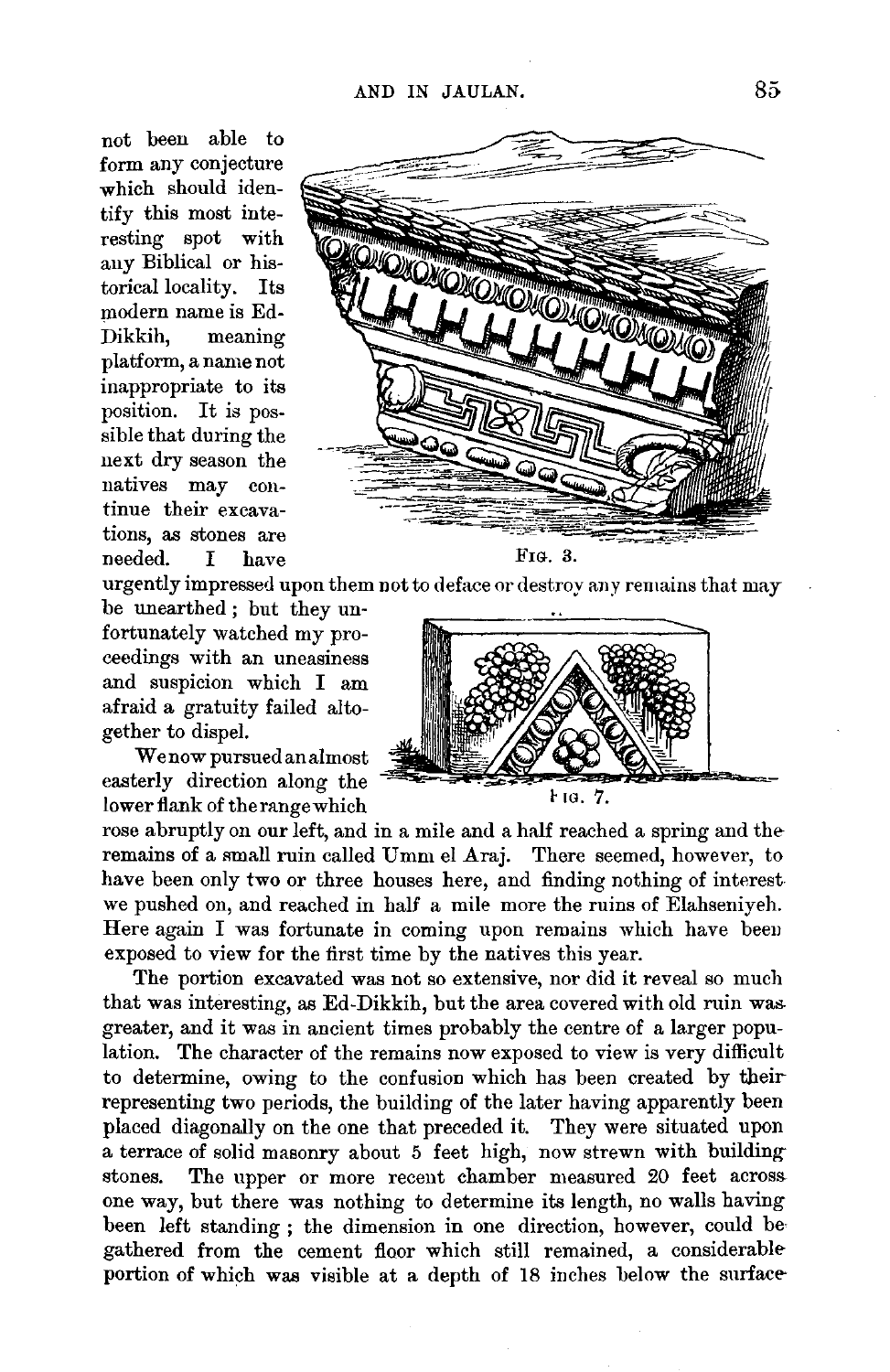not been able to form any conjecture which should identify this most interesting spot with any Biblical or historical locality. Its modern name is Ed-Dikkih, meaning platform, a name not inappropriate to its position. It is possible that during the next dry season the natives may continue their excavations, as stones are needed. I have urgently impressed upon them not to deface or destroy any remains that may be unearthed; but they unfortunately watched my proceedings with an uneasiness and suspicion which I am afraid a gratuity failed altogether to dispel.

FIG. 3.

FIG. 7.

We now pursued an almost easterly direction along the lower flank of the range which rose abruptly on our left, and in a mile and a half reached a spring and the remains of a small ruin called Umm el Araj. There seemed, however, to have been only two or three houses here, and finding nothing of interest we pushed on, and reached in half a mile more the ruins of Elahseniyeh. Here again I was fortunate in coming upon remains which have been exposed to view for the first time by the natives this year.

The portion excavated was not so extensive, nor did it reveal so much that was interesting, as Ed-Dikkih, but the area covered with old ruin was greater, and it was in ancient times probably the centre of a larger population. The character of the remains now exposed to view is very difficult to determine, owing to the confusion which has been created by their representing two periods, the building of the later having apparently been placed diagonally on the one that preceded it. They were situated upon a terrace of solid masonry about 5 feet high, now strewn with building stones. The upper or more recent chamber measured 20 feet across one way, but there was nothing to determine its length, no walls having been left standing; the dimension in one direction, however, could be gathered from the cement floor which still remained, a considerable portion of which was visible at a depth of 18 inches below the surface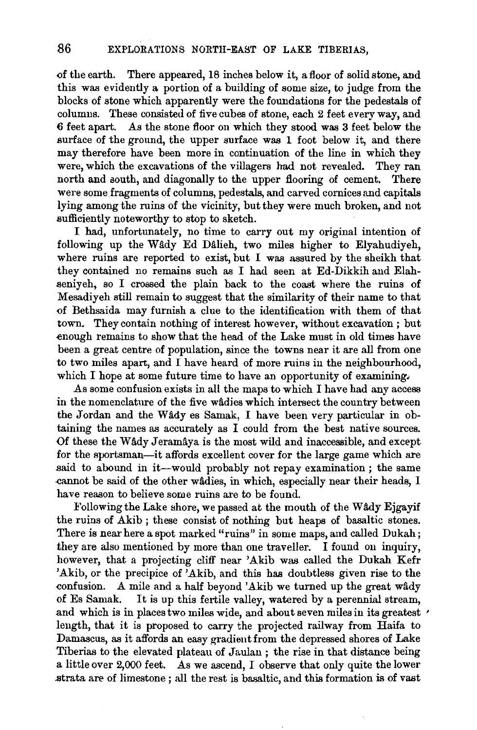of the earth. There appeared, 18 inches below it, a floor of solid stone, and this was evidently a portion of a building of some size, to judge from the blocks of stone which apparently were the foundations for the pedestals of columns. These consisted of five cubes of stone, each 2 feet every way, and 6 feet apart. As the stone floor on which they stood was 3 feet below the surface of the ground, the upper surface was 1 foot below it, and there may therefore have been more in continuation of the line in which they were, which the excavations of the villagers had not revealed. They ran north and south, and diagonally to the upper flooring of cement. There were some fragments of columns, pedestals, and carved cornices and capitals lying among the ruins of the vicinity, but they were much broken, and not sufficiently noteworthy to stop to sketch.

I had, unfortunately, no time to carry out my original intention of following up the Wâdy Ed Dâlieh, two miles higher to Elyahudiyeh, where ruins are reported to exist, but I was assured by the sheikh that they contained no remains such as I had seen at Ed-Dikkih and Elahseniyeh, so I crossed the plain back to the coast where the ruins of Mesadiyeh still remain to suggest that the similarity of their name to that of Bethsaida may furnish a clue to the identification with them of that town. They contain nothing of interest however, without excavation; but enough remains to show that the head of the Lake must in old times have been a great centre of population, since the towns near it are all from one to two miles apart, and I have heard of more ruins in the neighbourhood, which I hope at some future time to have an opportunity of examining.

As some confusion exists in all the maps to which I have had any access in the nomenclature of the five wâdies which intersect the country between the Jordan and the Wâdy es Samak, I have been very particular in obtaining the names as accurately as I could from the best native sources. Of these the Wâdy Jeramâya is the most wild and inaccessible, and except for the sportsman—it affords excellent cover for the large game which are said to abound in it—would probably not repay examination; the same cannot be said of the other wâdies, in which, especially near their heads, I have reason to believe some ruins are to be found.

Following the Lake shore, we passed at the mouth of the Wâdy Ejgayif the ruins of Akib; these consist of nothing but heaps of basaltic stones. There is near here a spot marked "ruins" in some maps, and called Dukah; they are also mentioned by more than one traveller. I found on inquiry, however, that a projecting cliff near 'Akib was called the Dukah Kefr 'Akib, or the precipice of 'Akib, and this has doubtless given rise to the confusion. A mile and a half beyond 'Akib we turned up the great wâdy of Es Samak. It is up this fertile valley, watered by a perennial stream, and which is in places two miles wide, and about seven miles in its greatest length, that it is proposed to carry the projected railway from Haifa to Damascus, as it affords an easy gradient from the depressed shores of Lake Tiberias to the elevated plateau of Jaulan; the rise in that distance being a little over 2,000 feet. As we ascend, I observe that only quite the lower strata are of limestone; all the rest is basaltic, and this formation is of vast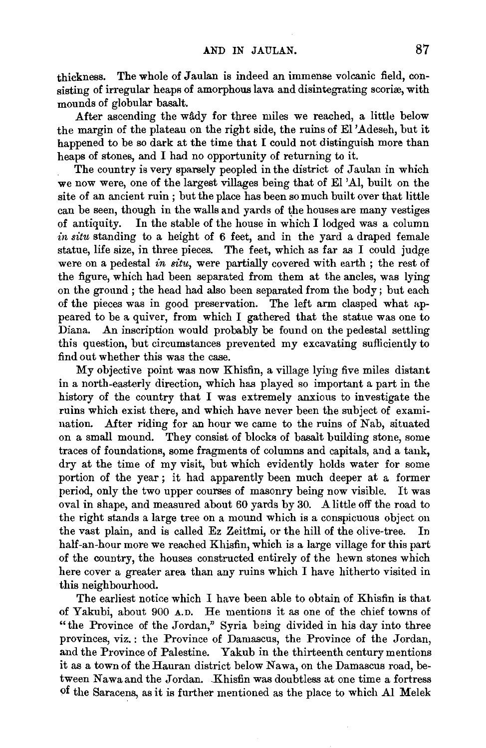thickness. The whole of Jaulan is indeed an immense volcanic field, consisting of irregular heaps of amorphous lava and disintegrating scoriæ, with mounds of globular basalt.

After ascending the wâdy for three miles we reached, a little below the margin of the plateau on the right side, the ruins of El 'Adeseh, but it happened to be so dark at the time that I could not distinguish more than heaps of stones, and I had no opportunity of returning to it.

The country is very sparsely peopled in the district of Jaulan in which we now were, one of the largest villages being that of El 'Al, built on the site of an ancient ruin; but the place has been so much built over that little can be seen, though in the walls and yards of the houses are many vestiges of antiquity. In the stable of the house in which I lodged was a column *in situ* standing to a height of 6 feet, and in the yard a draped female statue, life size, in three pieces. The feet, which as far as I could judge were on a pedestal *in situ*, were partially covered with earth; the rest of the figure, which had been separated from them at the ancles, was lying on the ground; the head had also been separated from the body; but each of the pieces was in good preservation. The left arm clasped what appeared to be a quiver, from which I gathered that the statue was one to Diana. An inscription would probably be found on the pedestal settling this question, but circumstances prevented my excavating sufficiently to find out whether this was the case.

My objective point was now Khisfin, a village lying five miles distant in a north-easterly direction, which has played so important a part in the history of the country that I was extremely anxious to investigate the ruins which exist there, and which have never been the subject of examination. After riding for an hour we came to the ruins of Nab, situated on a small mound. They consist of blocks of basalt building stone, some traces of foundations, some fragments of columns and capitals, and a tank, dry at the time of my visit, but which evidently holds water for some portion of the year; it had apparently been much deeper at a former period, only the two upper courses of masonry being now visible. It was oval in shape, and measured about 60 yards by 30. A little off the road to the right stands a large tree on a mound which is a conspicuous object on the vast plain, and is called Ez Zeitûni, or the hill of the olive-tree. In half-an-hour more we reached Khisfin, which is a large village for this part of the country, the houses constructed entirely of the hewn stones which here cover a greater area than any ruins which I have hitherto visited in this neighbourhood.

The earliest notice which I have been able to obtain of Khisfin is that of Yakubi, about 900 A.D. He mentions it as one of the chief towns of "the Province of the Jordan," Syria being divided in his day into three provinces, viz.: the Province of Damascus, the Province of the Jordan, and the Province of Palestine. Yakub in the thirteenth century mentions it as a town of the Hauran district below Nawa, on the Damascus road, between Nawa and the Jordan. Khisfin was doubtless at one time a fortress of the Saracens, as it is further mentioned as the place to which Al Melek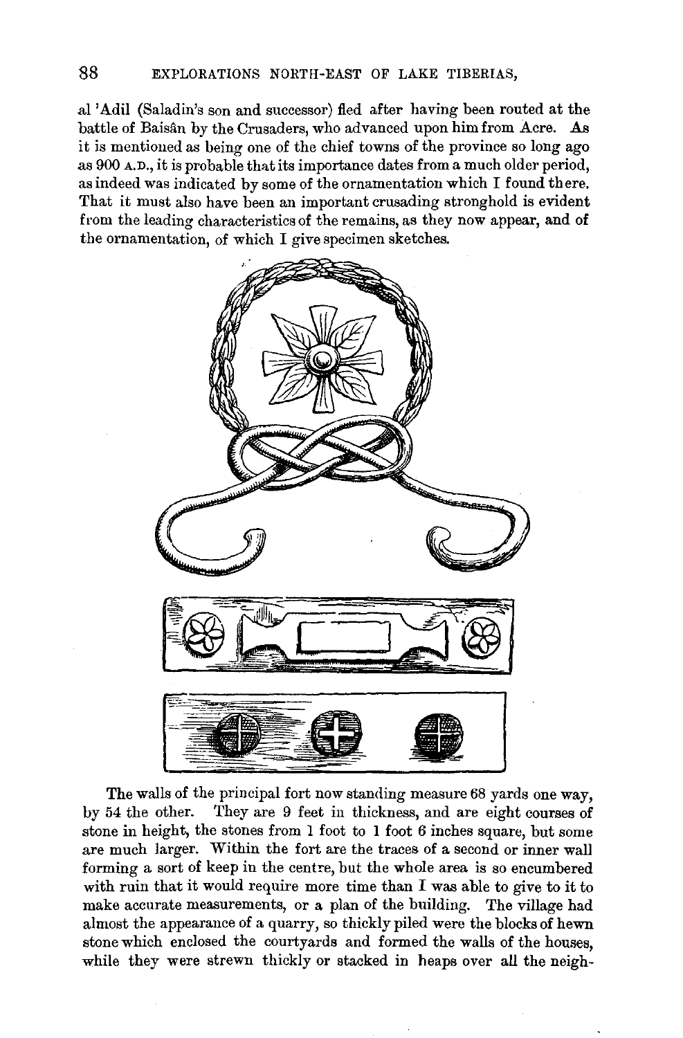al 'Adil (Saladin's son and successor) fled after having been routed at the battle of Baisân by the Crusaders, who advanced upon him from Acre. As it is mentioned as being one of the chief towns of the province so long ago as 900 A.D., it is probable that its importance dates from a much older period, as indeed was indicated by some of the ornamentation which I found there. That it must also have been an important crusading stronghold is evident from the leading characteristics of the remains, as they now appear, and of the ornamentation, of which I give specimen sketches.

The walls of the principal fort now standing measure 68 yards one way, by 54 the other. They are 9 feet in thickness, and are eight courses of stone in height, the stones from 1 foot to 1 foot 6 inches square, but some are much larger. Within the fort are the traces of a second or inner wall forming a sort of keep in the centre, but the whole area is so encumbered with ruin that it would require more time than I was able to give to it to make accurate measurements, or a plan of the building. The village had almost the appearance of a quarry, so thickly piled were the blocks of hewn stone which enclosed the courtyards and formed the walls of the houses, while they were strewn thickly or stacked in heaps over all the neigh-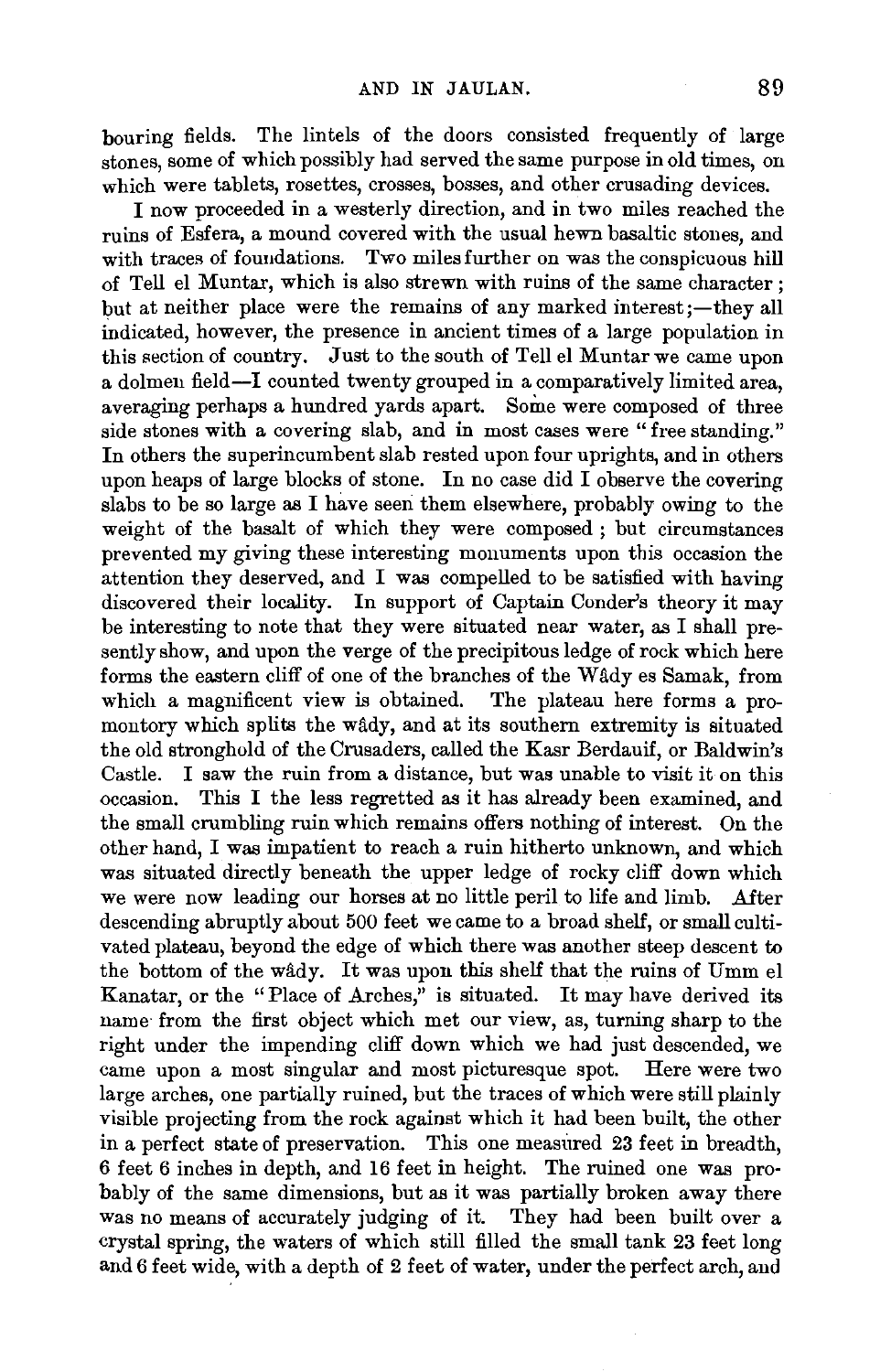bouring fields. The lintels of the doors consisted frequently of large stones, some of which possibly had served the same purpose in old times, on which were tablets, rosettes, crosses, bosses, and other crusading devices.

I now proceeded in a westerly direction, and in two miles reached the ruins of Esfera, a mound covered with the usual hewn basaltic stones, and with traces of foundations. Two miles further on was the conspicuous hill of Tell el Muntar, which is also strewn with ruins of the same character; but at neither place were the remains of any marked interest;—they all indicated, however, the presence in ancient times of a large population in this section of country. Just to the south of Tell el Muntar we came upon a dolmen field—I counted twenty grouped in a comparatively limited area, averaging perhaps a hundred yards apart. Some were composed of three side stones with a covering slab, and in most cases were "free standing." In others the superincumbent slab rested upon four uprights, and in others upon heaps of large blocks of stone. In no case did I observe the covering slabs to be so large as I have seen them elsewhere, probably owing to the weight of the basalt of which they were composed; but circumstances prevented my giving these interesting monuments upon this occasion the attention they deserved, and I was compelled to be satisfied with having discovered their locality. In support of Captain Conder's theory it may be interesting to note that they were situated near water, as I shall presently show, and upon the verge of the precipitous ledge of rock which here forms the eastern cliff of one of the branches of the Wâdy es Samak, from which a magnificent view is obtained. The plateau here forms a promontory which splits the wâdy, and at its southern extremity is situated the old stronghold of the Crusaders, called the Kasr Berdauif, or Baldwin's Castle. I saw the ruin from a distance, but was unable to visit it on this occasion. This I the less regretted as it has already been examined, and the small crumbling ruin which remains offers nothing of interest. On the other hand, I was impatient to reach a ruin hitherto unknown, and which was situated directly beneath the upper ledge of rocky cliff down which we were now leading our horses at no little peril to life and limb. After descending abruptly about 500 feet we came to a broad shelf, or small cultivated plateau, beyond the edge of which there was another steep descent to the bottom of the wâdy. It was upon this shelf that the ruins of Umm el Kanatar, or the "Place of Arches," is situated. It may have derived its name from the first object which met our view, as, turning sharp to the right under the impending cliff down which we had just descended, we came upon a most singular and most picturesque spot. Here were two large arches, one partially ruined, but the traces of which were still plainly visible projecting from the rock against which it had been built, the other in a perfect state of preservation. This one measured 23 feet in breadth, 6 feet 6 inches in depth, and 16 feet in height. The ruined one was probably of the same dimensions, but as it was partially broken away there was no means of accurately judging of it. They had been built over a crystal spring, the waters of which still filled the small tank 23 feet long and 6 feet wide, with a depth of 2 feet of water, under the perfect arch, and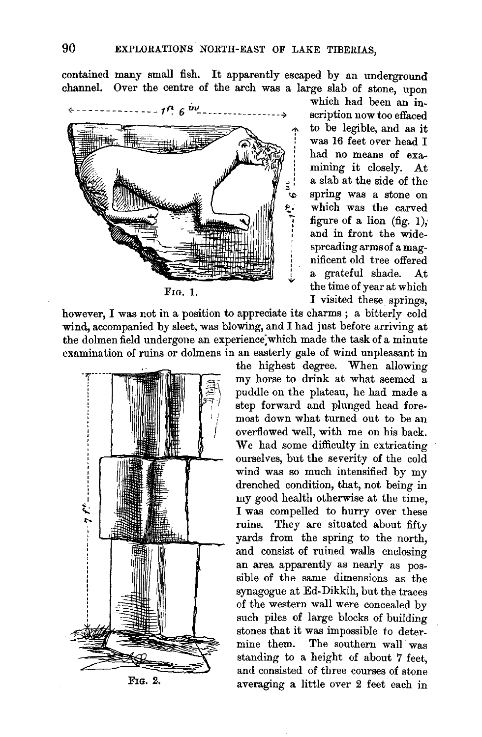contained many small fish. It apparently escaped by an underground channel. Over the centre of the arch was a large slab of stone, upon which had been an inscription now too effaced to be legible, and as it was 16 feet over head I had no means of examining it closely. At a slab at the side of the spring was a stone on which was the carved figure of a lion (fig. 1), and in front the wide-spreading arms of a magnificent old tree offered a grateful shade. At the time of year at which I visited these springs, however, I was not in a position to appreciate its charms; a bitterly cold wind, accompanied by sleet, was blowing, and I had just before arriving at the dolmen field undergone an experience which made the task of a minute examination of ruins or dolmens in an easterly gale of wind unpleasant in the highest degree. When allowing my horse to drink at what seemed a puddle on the plateau, he had made a step forward and plunged head foremost down what turned out to be an overflowed well, with me on his back. We had some difficulty in extricating ourselves, but the severity of the cold wind was so much intensified by my drenched condition, that, not being in my good health otherwise at the time, I was compelled to hurry over these ruins. They are situated about fifty yards from the spring to the north, and consist of ruined walls enclosing an area apparently as nearly as possible of the same dimensions as the synagogue at Ed-Dikkih, but the traces of the western wall were concealed by such piles of large blocks of building stones that it was impossible to determine them. The southern wall was standing to a height of about 7 feet, and consisted of three courses of stone averaging a little over 2 feet each in

1 ft. 6 in.

1 ft. 6 in.

Fig. 1.

7 ft.

Fig. 2.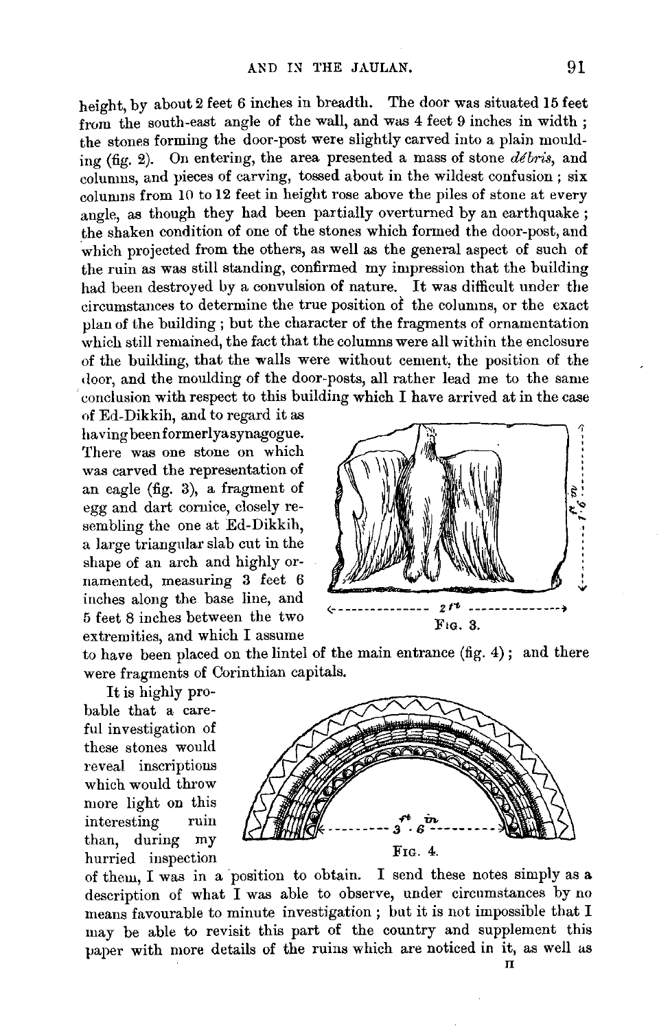height, by about 2 feet 6 inches in breadth. The door was situated 15 feet from the south-east angle of the wall, and was 4 feet 9 inches in width; the stones forming the door-post were slightly carved into a plain moulding (fig. 2). On entering, the area presented a mass of stone *débris*, and columns, and pieces of carving, tossed about in the wildest confusion; six columns from 10 to 12 feet in height rose above the piles of stone at every angle, as though they had been partially overturned by an earthquake; the shaken condition of one of the stones which formed the door-post, and which projected from the others, as well as the general aspect of such of the ruin as was still standing, confirmed my impression that the building had been destroyed by a convulsion of nature. It was difficult under the circumstances to determine the true position of the columns, or the exact plan of the building; but the character of the fragments of ornamentation which still remained, the fact that the columns were all within the enclosure of the building, that the walls were without cement, the position of the door, and the moulding of the door-posts, all rather lead me to the same conclusion with respect to this building which I have arrived at in the case of Ed-Dikkih, and to regard it as having been formerly a synagogue. There was one stone on which was carved the representation of an eagle (fig. 3), a fragment of egg and dart cornice, closely resembling the one at Ed-Dikkih, a large triangular slab cut in the shape of an arch and highly ornamented, measuring 3 feet 6 inches along the base line, and 5 feet 8 inches between the two extremities, and which I assume to have been placed on the lintel of the main entrance (fig. 4); and there were fragments of Corinthian capitals.

2 ft

1 ft. 6 in.

Fig. 3.

ft in
3 · 6

Fig. 4.

It is highly probable that a careful investigation of these stones would reveal inscriptions which would throw more light on this interesting ruin than, during my hurried inspection of them, I was in a position to obtain. I send these notes simply as a description of what I was able to observe, under circumstances by no means favourable to minute investigation; but it is not impossible that I may be able to revisit this part of the country and supplement this paper with more details of the ruins which are noticed in it, as well as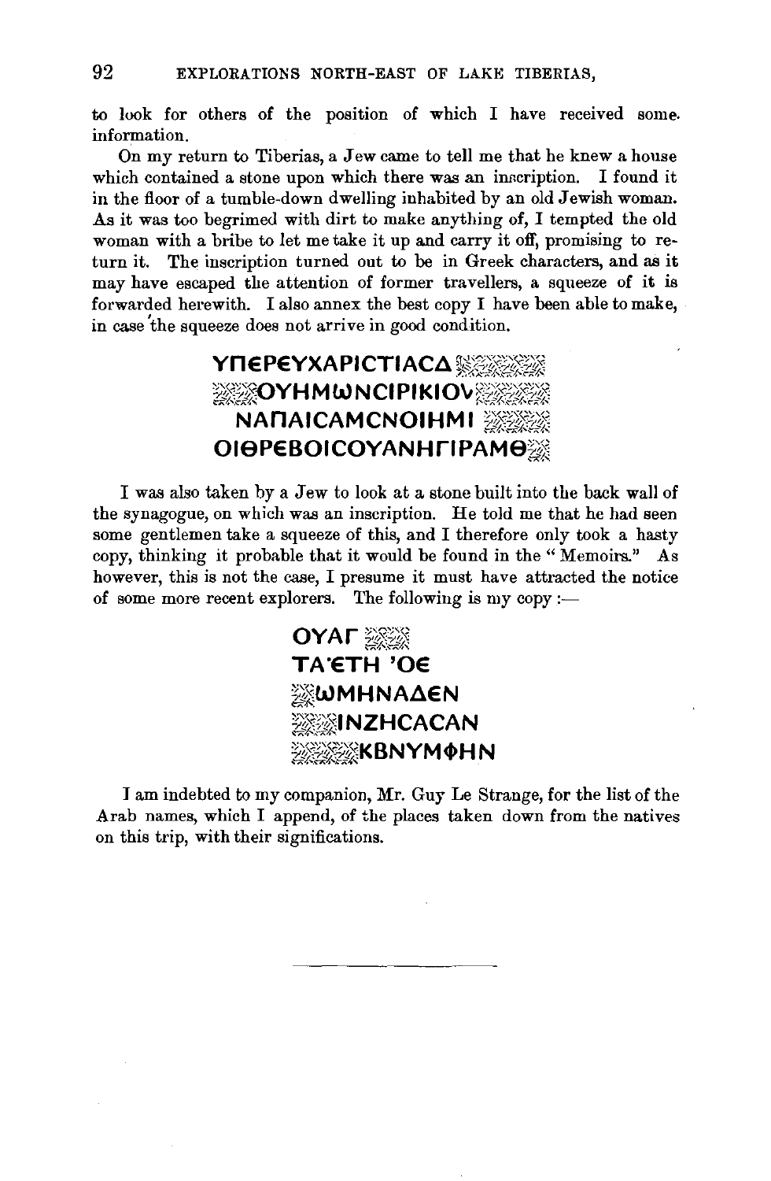to look for others of the position of which I have received some information.

On my return to Tiberias, a Jew came to tell me that he knew a house which contained a stone upon which there was an inscription. I found it in the floor of a tumble-down dwelling inhabited by an old Jewish woman. As it was too begrimed with dirt to make anything of, I tempted the old woman with a bribe to let me take it up and carry it off, promising to return it. The inscription turned out to be in Greek characters, and as it may have escaped the attention of former travellers, a squeeze of it is forwarded herewith. I also annex the best copy I have been able to make, in case the squeeze does not arrive in good condition.

ΥΠΕΡΕΥΧΑΡΙCΤΙΑCΔ
ΟΥΗΜѠΝCΙΡΙΚΙΟV
ΝΑΠΑΙCΑΜCΝΟΙΗΜΙ
ΟΙΘΡΕΒΟΙCΟΥΑΝΗΓΙΡΑΜΘ

I was also taken by a Jew to look at a stone built into the back wall of the synagogue, on which was an inscription. He told me that he had seen some gentlemen take a squeeze of this, and I therefore only took a hasty copy, thinking it probable that it would be found in the "Memoirs." As however, this is not the case, I presume it must have attracted the notice of some more recent explorers. The following is my copy :—

ΟΥΑΓ
ΤΑ·ЄΤΗ 'ΟЄ
ѠΜΗΝΑΔЄΝ
ΙΝΖΗCΑCΑΝ
ΚΒΝΥΜΦΗΝ

I am indebted to my companion, Mr. Guy Le Strange, for the list of the Arab names, which I append, of the places taken down from the natives on this trip, with their significations.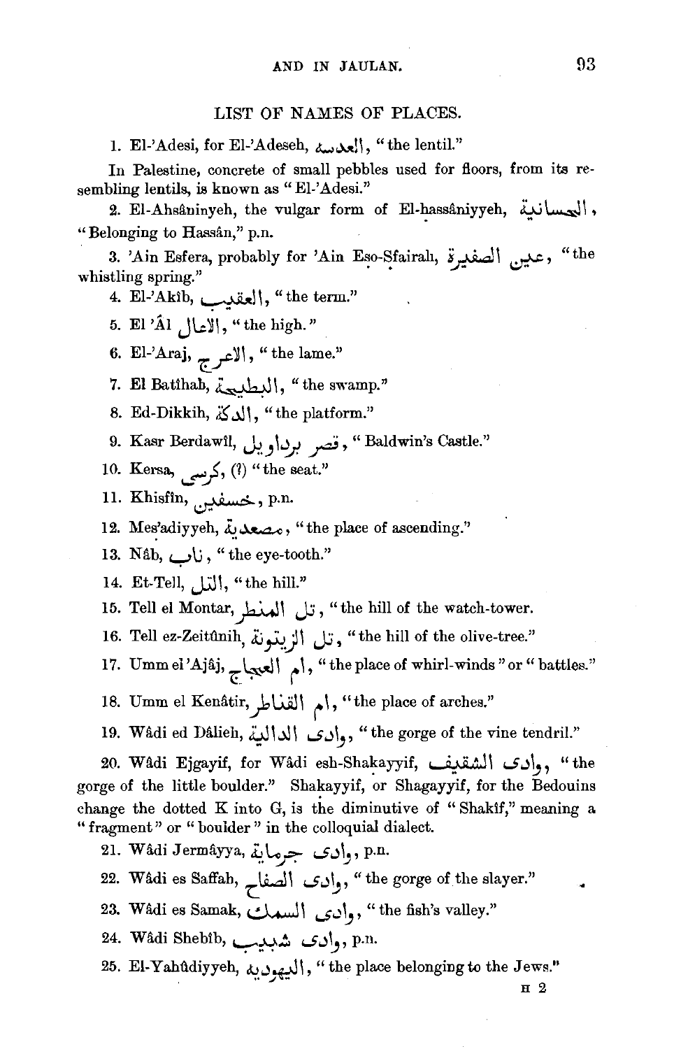## LIST OF NAMES OF PLACES.

1. El-'Adesi, for El-'Adeseh, العدسة, "the lentil."

In Palestine, concrete of small pebbles used for floors, from its resembling lentils, is known as "El-'Adesi."

2. El-Ahsâninyeh, the vulgar form of El-hassâniyyeh, الحسانية, "Belonging to Hassân," p.n.

3. 'Ain Esfera, probably for 'Ain Eṣo-Ṣfairah, عين الصفيرة, "the whistling spring."

4. El-'Akîb, العقيب, "the term."

5. El 'Âl الاعال, "the high."

6. El-'Araj, الاعرج, "the lame."

7. El Batîhah, البطيحة, "the swamp."

8. Ed-Dikkih, الدكة, "the platform."

9. Kasr Berdawîl, قصر برداويل, "Baldwin's Castle."

10. Kersa, كرسى, (?) "the seat."

11. Khisfîn, خسفين, p.n.

12. Mes'adiyyeh, مصعدية, "the place of ascending."

13. Nâb, ناب, "the eye-tooth."

14. Et-Tell, التل, "the hill."

15. Tell el Montar, تل المنطر, "the hill of the watch-tower.

16. Tell ez-Zeitûnih, تل الزيتونة, "the hill of the olive-tree."

17. Umm el 'Ajâj, ام العجاج, "the place of whirl-winds" or "battles."

18. Umm el Kenâtir, ام القناطر, "the place of arches."

19. Wâdi ed Dâlieh, وادى الدالية, "the gorge of the vine tendril."

20. Wâdi Ejgayif, for Wâdi esh-Shakayyif, وادى الشقيف, "the gorge of the little boulder." Shakayyif, or Shagayyif, for the Bedouins change the dotted K into G, is the diminutive of "Shakîf," meaning a "fragment" or "boulder" in the colloquial dialect.

21. Wâdi Jermâyya, وادى جرماية, p.n.

22. Wâdi es Saffah, وادى الصفاح, "the gorge of the slayer."

23. Wâdi es Samak, وادى السمك, "the fish's valley."

24. Wâdi Shebîb, وادى شبيب, p.n.

25. El-Yahûdiyyeh, اليهودية, "the place belonging to the Jews."

H 2